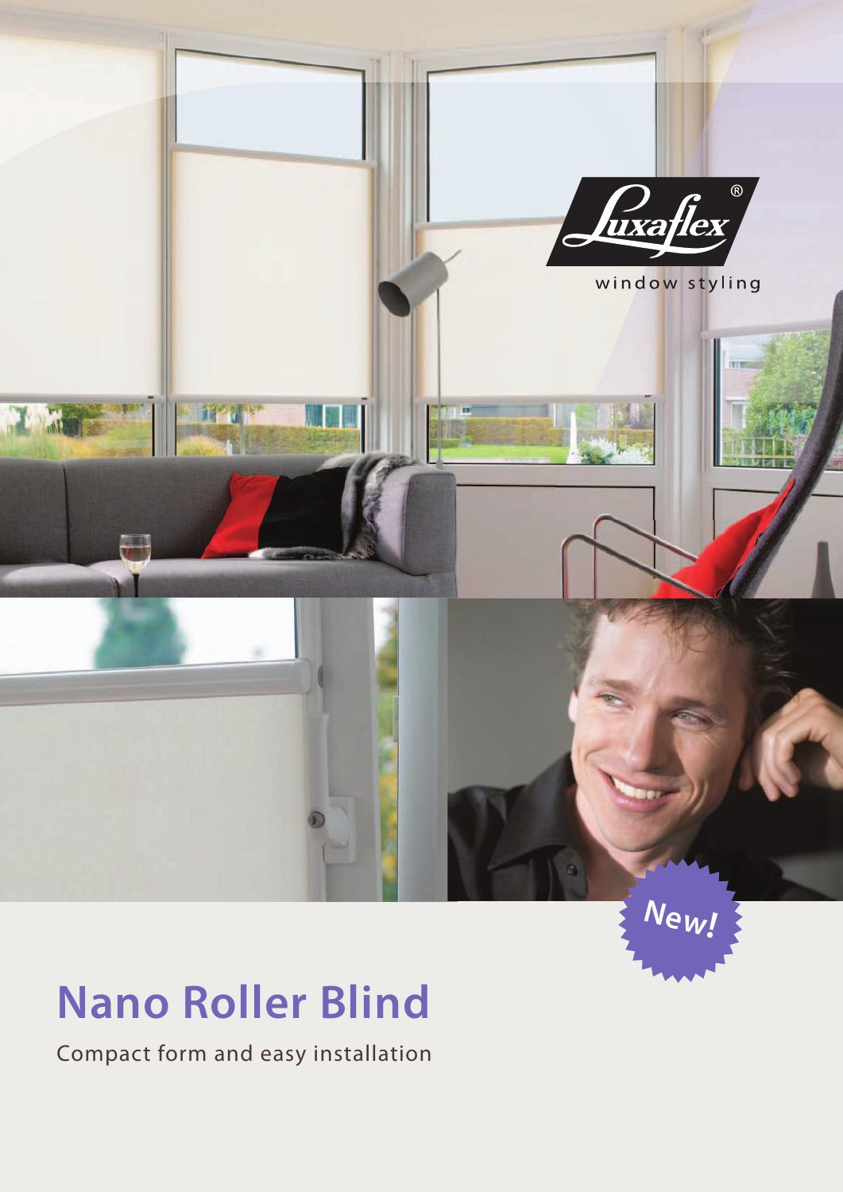Luxaflex®

window styling

New!

# Nano Roller Blind

Compact form and easy installation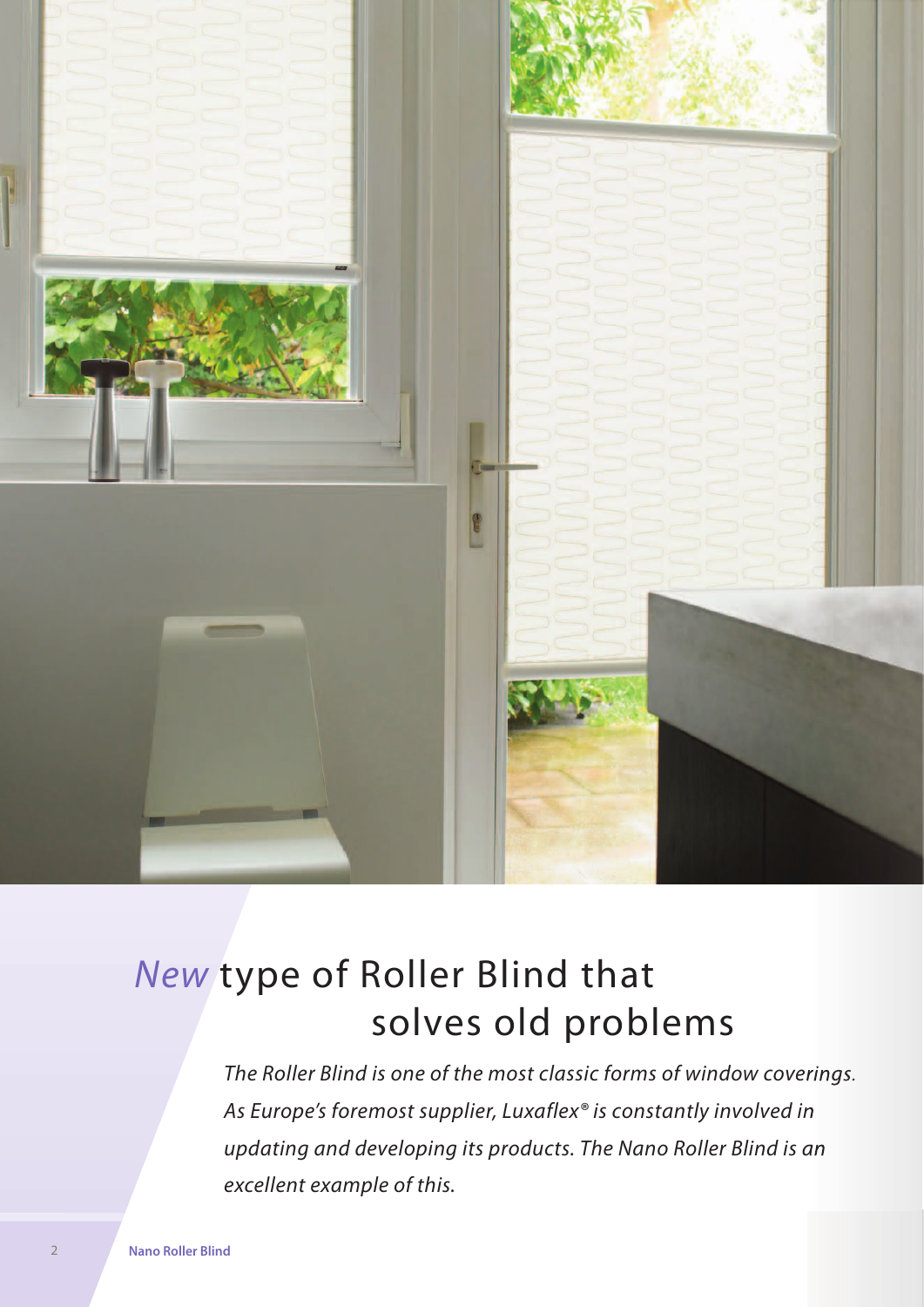# *New* type of Roller Blind that solves old problems

*The Roller Blind is one of the most classic forms of window coverings. As Europe's foremost supplier, Luxaflex® is constantly involved in updating and developing its products. The Nano Roller Blind is an excellent example of this.*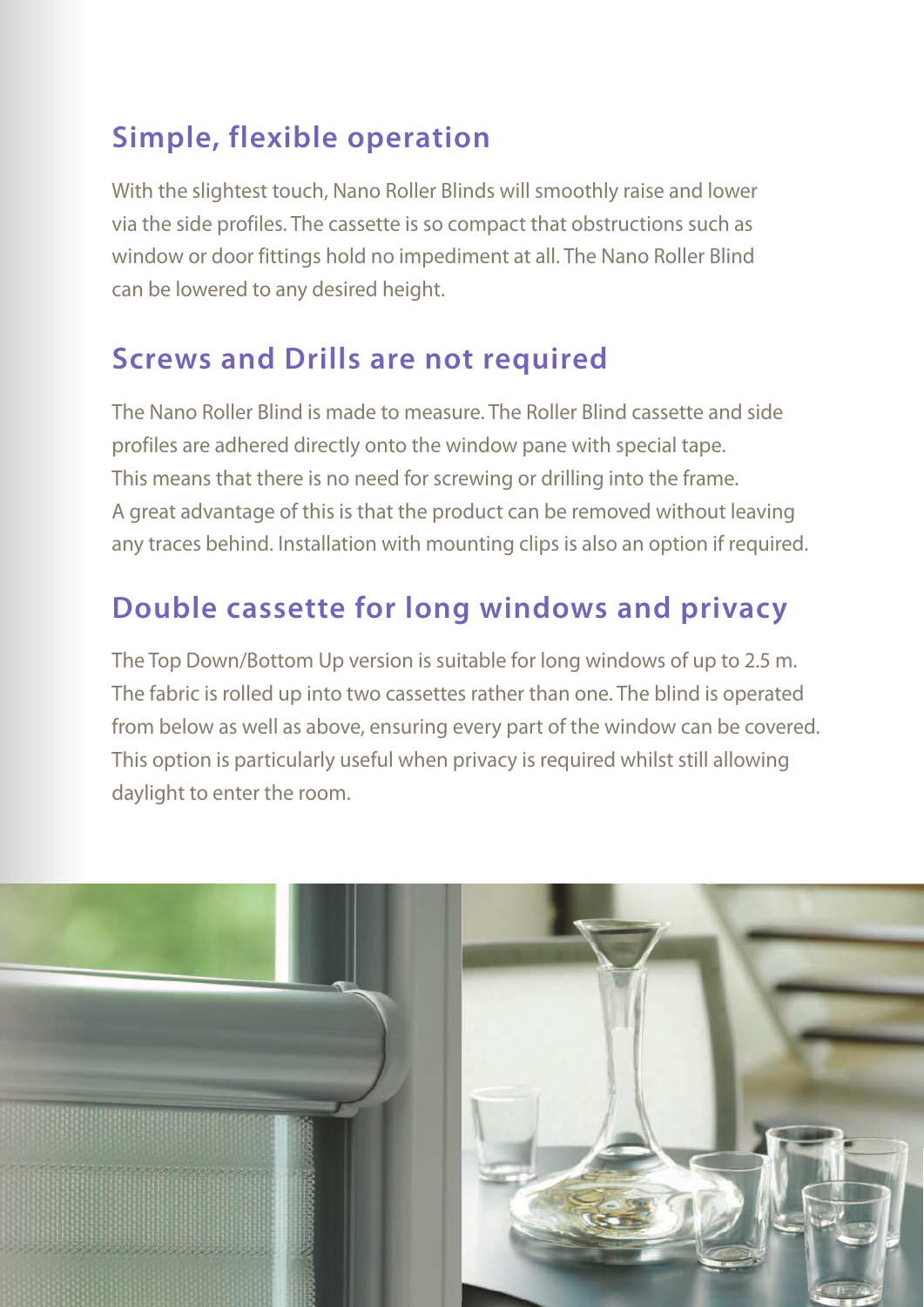## Simple, flexible operation

With the slightest touch, Nano Roller Blinds will smoothly raise and lower via the side profiles. The cassette is so compact that obstructions such as window or door fittings hold no impediment at all. The Nano Roller Blind can be lowered to any desired height.

## Screws and Drills are not required

The Nano Roller Blind is made to measure. The Roller Blind cassette and side profiles are adhered directly onto the window pane with special tape. This means that there is no need for screwing or drilling into the frame. A great advantage of this is that the product can be removed without leaving any traces behind. Installation with mounting clips is also an option if required.

## Double cassette for long windows and privacy

The Top Down/Bottom Up version is suitable for long windows of up to 2.5 m. The fabric is rolled up into two cassettes rather than one. The blind is operated from below as well as above, ensuring every part of the window can be covered. This option is particularly useful when privacy is required whilst still allowing daylight to enter the room.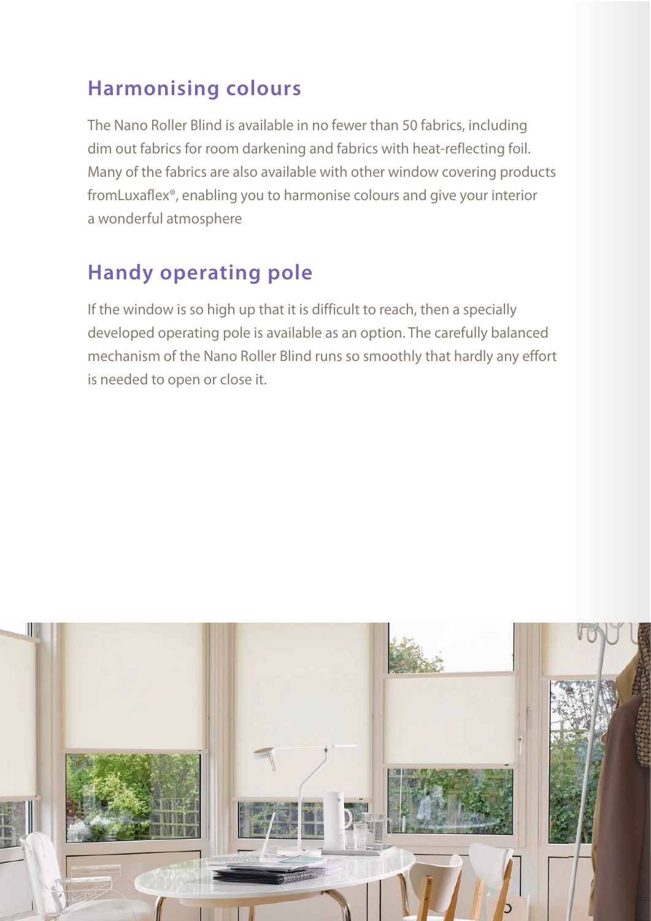## Harmonising colours

The Nano Roller Blind is available in no fewer than 50 fabrics, including dim out fabrics for room darkening and fabrics with heat-reflecting foil. Many of the fabrics are also available with other window covering products fromLuxaflex®, enabling you to harmonise colours and give your interior a wonderful atmosphere

## Handy operating pole

If the window is so high up that it is difficult to reach, then a specially developed operating pole is available as an option. The carefully balanced mechanism of the Nano Roller Blind runs so smoothly that hardly any effort is needed to open or close it.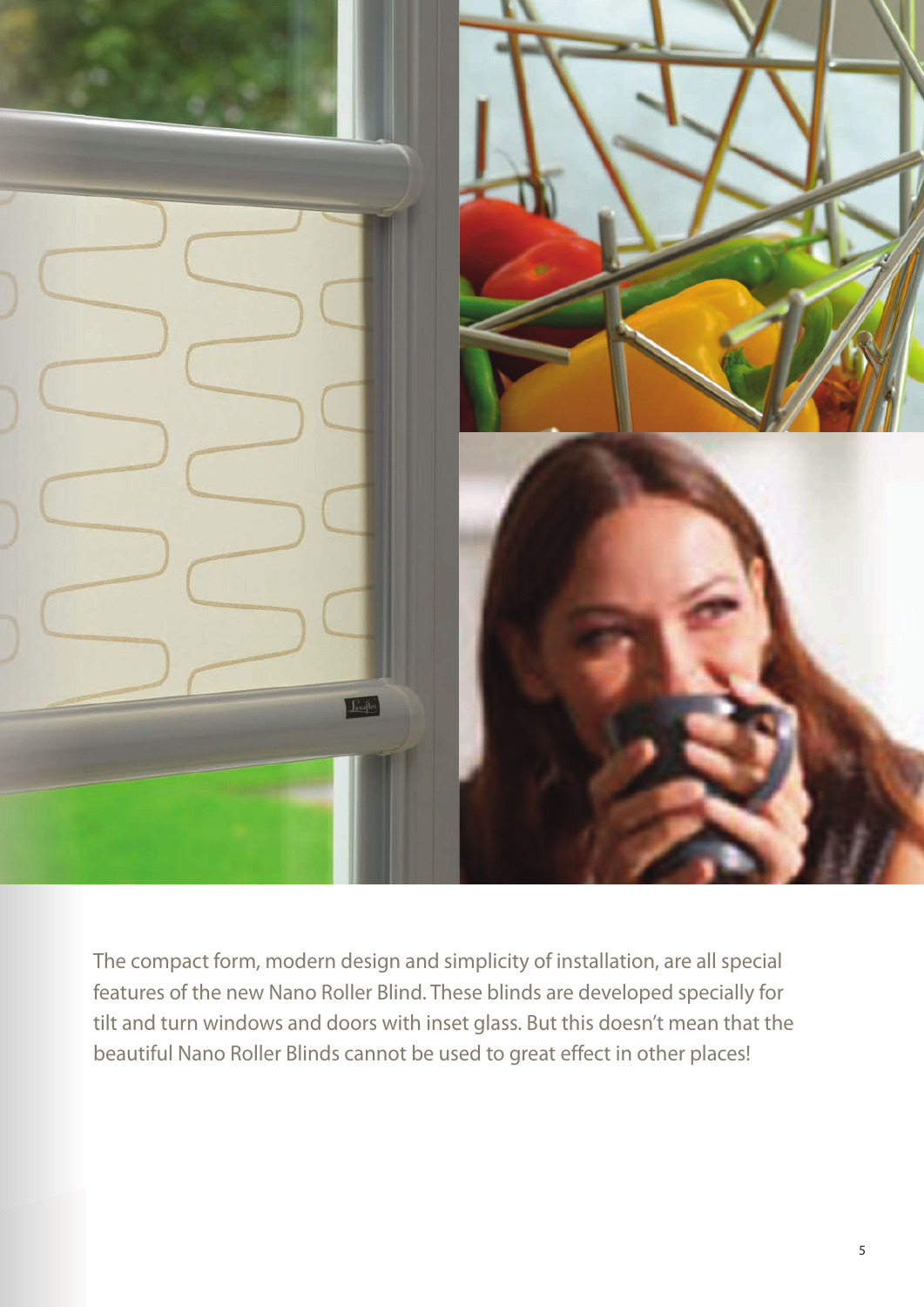The compact form, modern design and simplicity of installation, are all special features of the new Nano Roller Blind. These blinds are developed specially for tilt and turn windows and doors with inset glass. But this doesn't mean that the beautiful Nano Roller Blinds cannot be used to great effect in other places!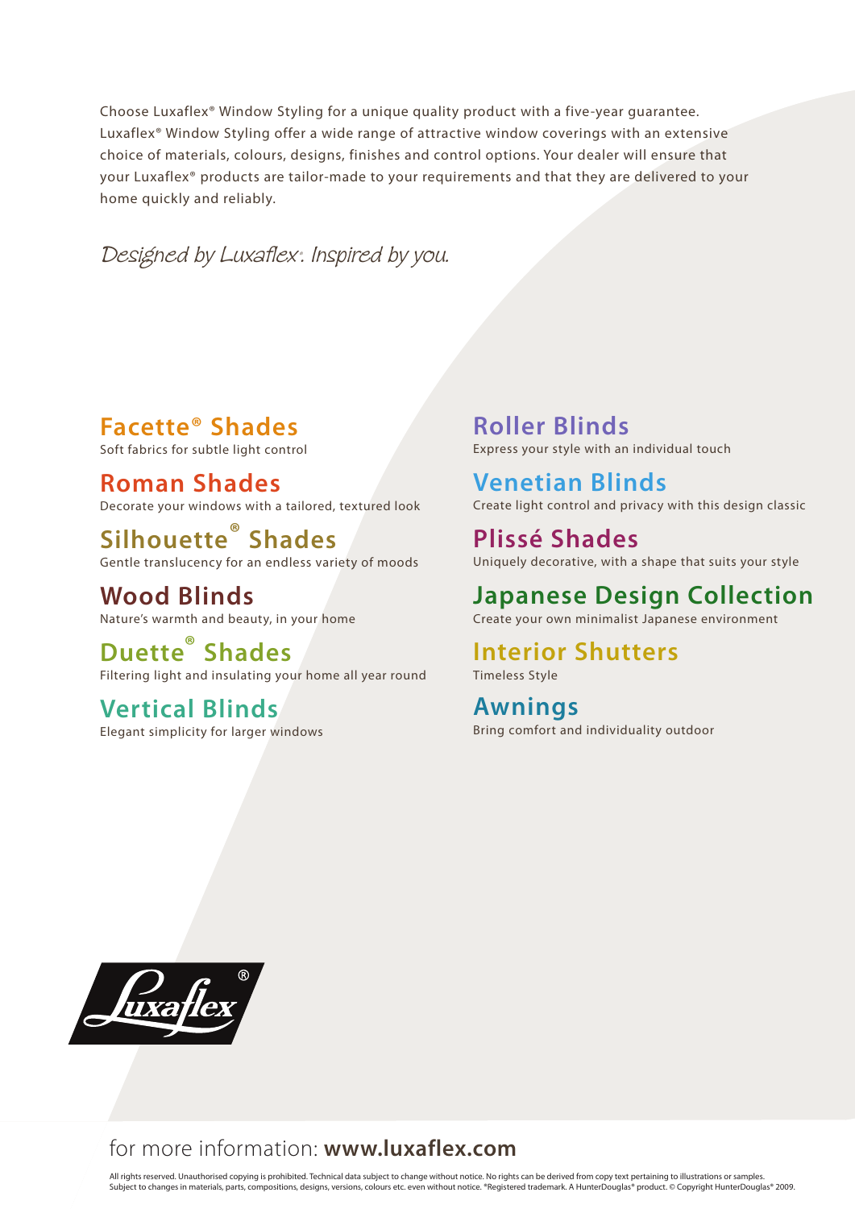Choose Luxaflex® Window Styling for a unique quality product with a five-year guarantee. Luxaflex® Window Styling offer a wide range of attractive window coverings with an extensive choice of materials, colours, designs, finishes and control options. Your dealer will ensure that your Luxaflex® products are tailor-made to your requirements and that they are delivered to your home quickly and reliably.

*Designed by Luxaflex®. Inspired by you.*

## Facette® Shades
Soft fabrics for subtle light control

## Roman Shades
Decorate your windows with a tailored, textured look

## Silhouette® Shades
Gentle translucency for an endless variety of moods

## Wood Blinds
Nature's warmth and beauty, in your home

## Duette® Shades
Filtering light and insulating your home all year round

## Vertical Blinds
Elegant simplicity for larger windows

## Roller Blinds
Express your style with an individual touch

## Venetian Blinds
Create light control and privacy with this design classic

## Plissé Shades
Uniquely decorative, with a shape that suits your style

## Japanese Design Collection
Create your own minimalist Japanese environment

## Interior Shutters
Timeless Style

## Awnings
Bring comfort and individuality outdoor

Luxaflex®

for more information: **www.luxaflex.com**

All rights reserved. Unauthorised copying is prohibited. Technical data subject to change without notice. No rights can be derived from copy text pertaining to illustrations or samples. Subject to changes in materials, parts, compositions, designs, versions, colours etc. even without notice. ®Registered trademark. A HunterDouglas® product. © Copyright HunterDouglas® 2009.